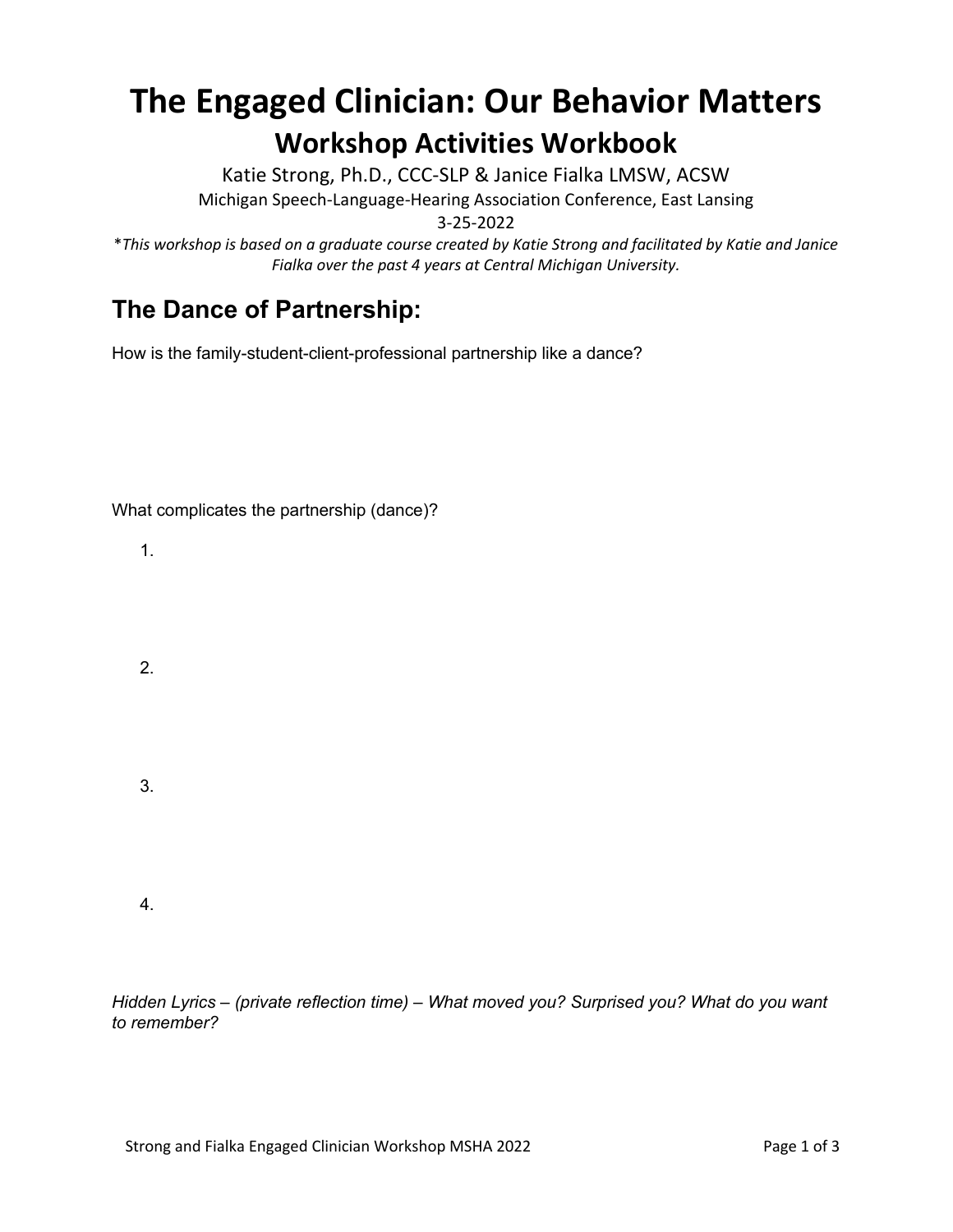# The Engaged Clinician: Our Behavior Matters

## Workshop Activities Workbook

Katie Strong, Ph.D., CCC-SLP & Janice Fialka LMSW, ACSW

Michigan Speech-Language-Hearing Association Conference, East Lansing

3-25-2022

*\*This workshop is based on a graduate course created by Katie Strong and facilitated by Katie and Janice Fialka over the past 4 years at Central Michigan University.*

## The Dance of Partnership:

How is the family-student-client-professional partnership like a dance?

What complicates the partnership (dance)?

1.

2.

3.

4.

*Hidden Lyrics – (private reflection time) – What moved you? Surprised you? What do you want to remember?*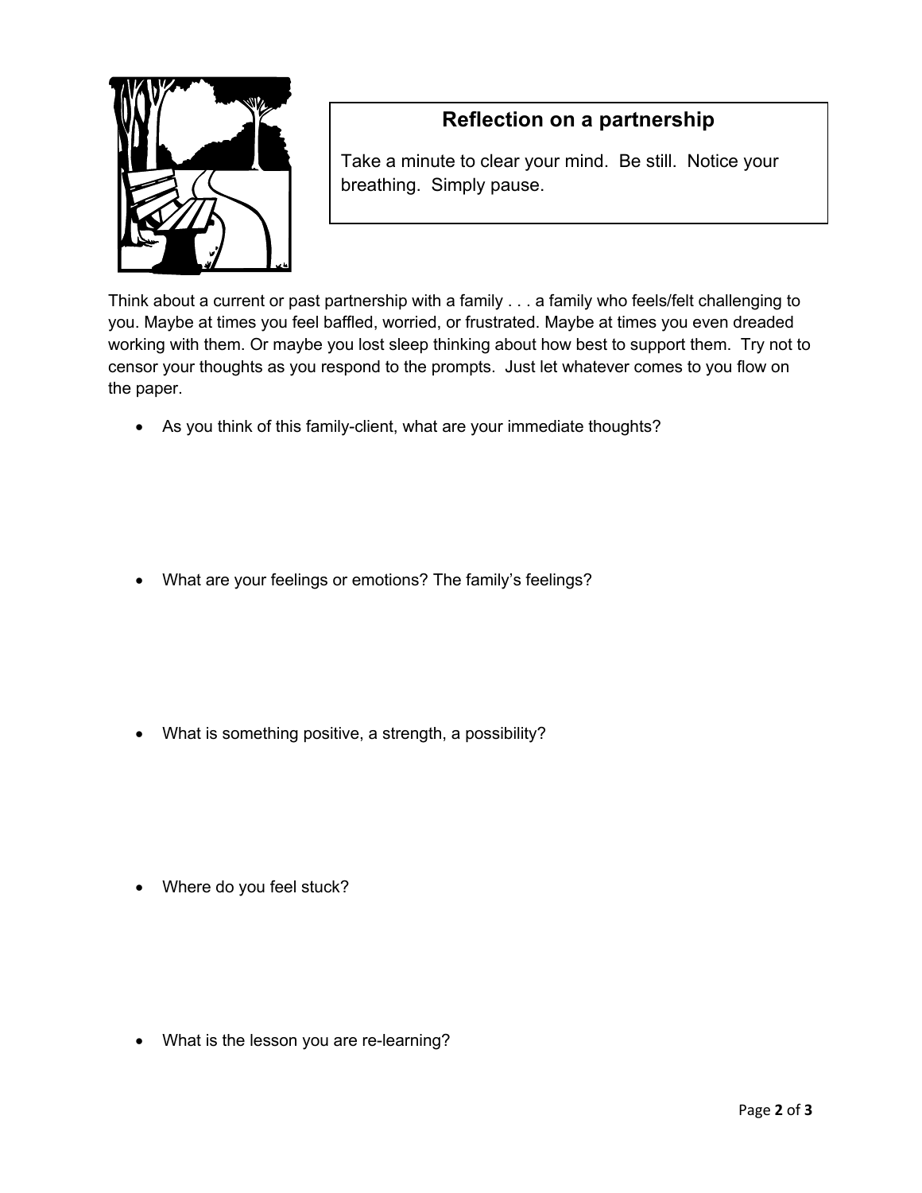## Reflection on a partnership

Take a minute to clear your mind. Be still. Notice your breathing. Simply pause.

Think about a current or past partnership with a family . . . a family who feels/felt challenging to you. Maybe at times you feel baffled, worried, or frustrated. Maybe at times you even dreaded working with them. Or maybe you lost sleep thinking about how best to support them. Try not to censor your thoughts as you respond to the prompts. Just let whatever comes to you flow on the paper.

- As you think of this family-client, what are your immediate thoughts?

- What are your feelings or emotions? The family's feelings?

- What is something positive, a strength, a possibility?

- Where do you feel stuck?

- What is the lesson you are re-learning?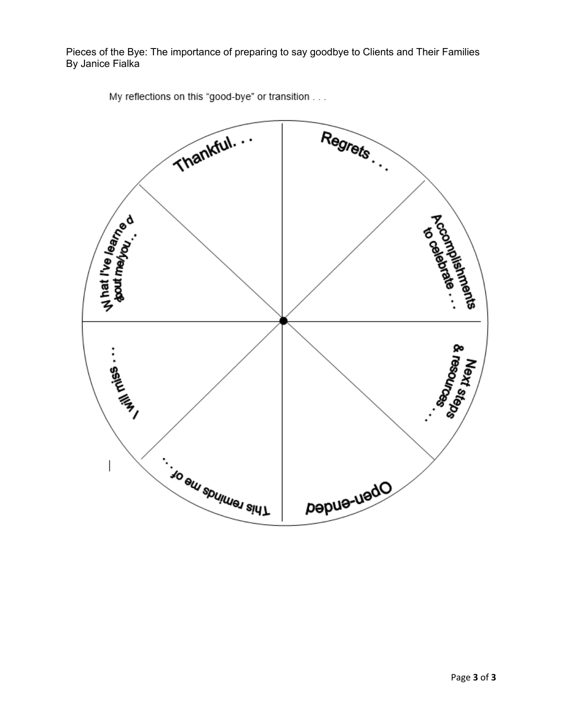Pieces of the Bye: The importance of preparing to say goodbye to Clients and Their Families
By Janice Fialka

My reflections on this "good-bye" or transition . . .

Thankful. . .

Regrets . . .

Accomplishments to celebrate . . .

Next steps & resources . . .

Open-ended

This reminds me of . . .

I will miss . . .

What I've learned about me/you. . .